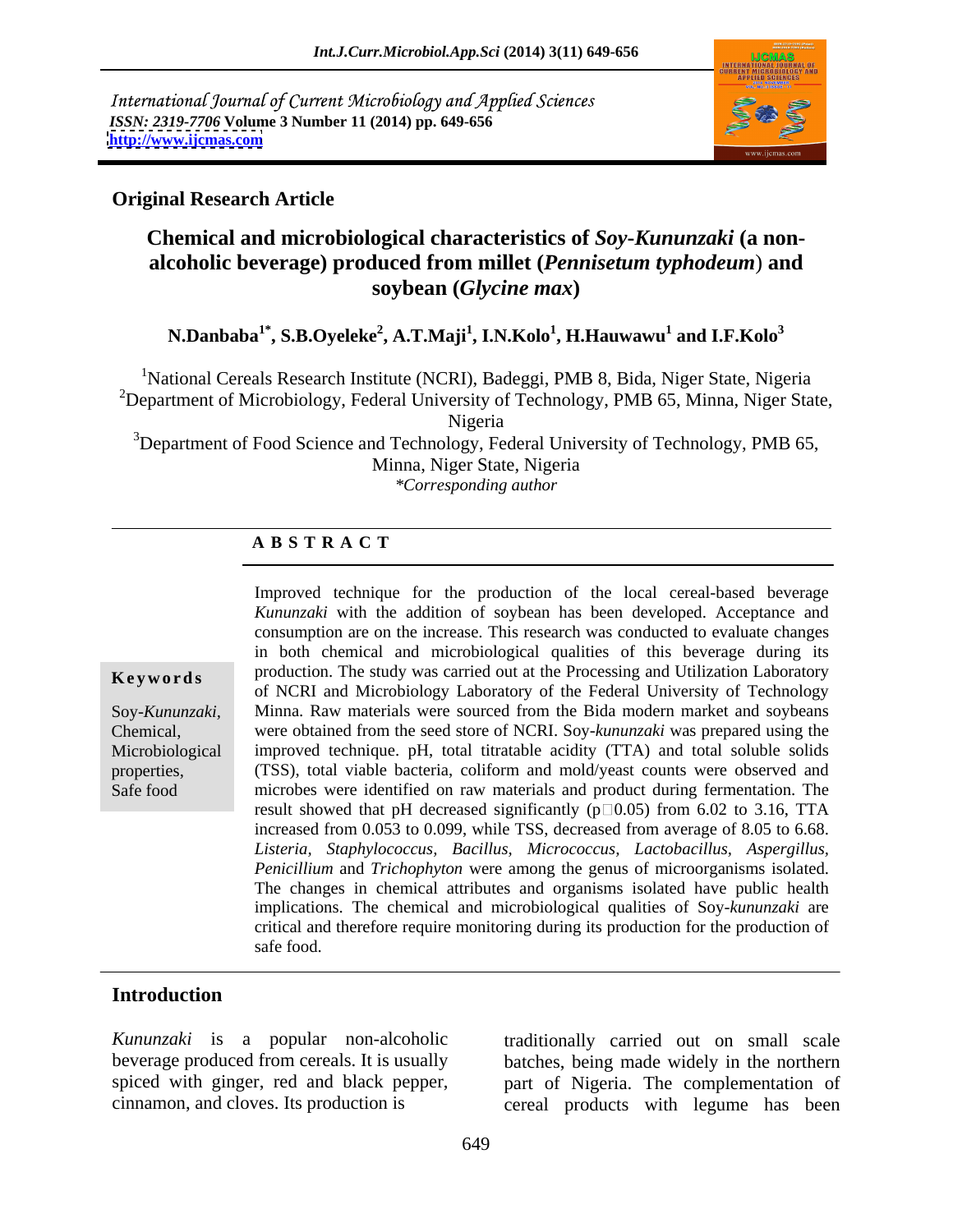International Journal of Current Microbiology and Applied Sciences
*ISSN: 2319-7706* **Volume 3 Number 11 (2014) pp. 649-656**
**http://www.ijcmas.com**

**Original Research Article**

# Chemical and microbiological characteristics of *Soy-Kununzaki* (a non-alcoholic beverage) produced from millet (*Pennisetum typhodeum*) and soybean (*Glycine max*)

**N.Danbaba[1*], S.B.Oyeleke[2], A.T.Maji[1], I.N.Kolo[1], H.Hauwawu[1] and I.F.Kolo[3]**

[1]National Cereals Research Institute (NCRI), Badeggi, PMB 8, Bida, Niger State, Nigeria
[2]Department of Microbiology, Federal University of Technology, PMB 65, Minna, Niger State, Nigeria
[3]Department of Food Science and Technology, Federal University of Technology, PMB 65, Minna, Niger State, Nigeria
*Corresponding author

**A B S T R A C T**

**Keywords**

Soy-*Kununzaki*, Chemical, Microbiological properties, Safe food

Improved technique for the production of the local cereal-based beverage *Kununzaki* with the addition of soybean has been developed. Acceptance and consumption are on the increase. This research was conducted to evaluate changes in both chemical and microbiological qualities of this beverage during its production. The study was carried out at the Processing and Utilization Laboratory of NCRI and Microbiology Laboratory of the Federal University of Technology Minna. Raw materials were sourced from the Bida modern market and soybeans were obtained from the seed store of NCRI. Soy-*kununzaki* was prepared using the improved technique. pH, total titratable acidity (TTA) and total soluble solids (TSS), total viable bacteria, coliform and mold/yeast counts were observed and microbes were identified on raw materials and product during fermentation. The result showed that pH decreased significantly ($p \square 0.05$) from 6.02 to 3.16, TTA increased from 0.053 to 0.099, while TSS, decreased from average of 8.05 to 6.68. *Listeria, Staphylococcus, Bacillus, Micrococcus, Lactobacillus, Aspergillus, Penicillium* and *Trichophyton* were among the genus of microorganisms isolated. The changes in chemical attributes and organisms isolated have public health implications. The chemical and microbiological qualities of Soy-*kununzaki* are critical and therefore require monitoring during its production for the production of safe food.

## Introduction

*Kununzaki* is a popular non-alcoholic beverage produced from cereals. It is usually spiced with ginger, red and black pepper, cinnamon, and cloves. Its production is traditionally carried out on small scale batches, being made widely in the northern part of Nigeria. The complementation of cereal products with legume has been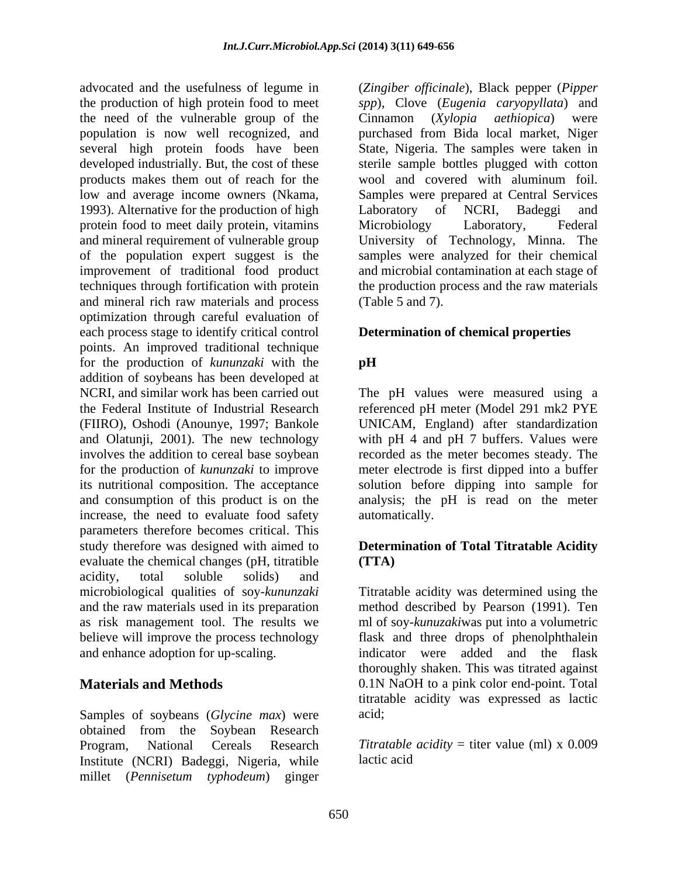advocated and the usefulness of legume in the production of high protein food to meet the need of the vulnerable group of the population is now well recognized, and several high protein foods have been developed industrially. But, the cost of these products makes them out of reach for the low and average income owners (Nkama, 1993). Alternative for the production of high protein food to meet daily protein, vitamins and mineral requirement of vulnerable group of the population expert suggest is the improvement of traditional food product techniques through fortification with protein and mineral rich raw materials and process optimization through careful evaluation of each process stage to identify critical control points. An improved traditional technique for the production of *kununzaki* with the addition of soybeans has been developed at NCRI, and similar work has been carried out the Federal Institute of Industrial Research (FIIRO), Oshodi (Anounye, 1997; Bankole and Olatunji, 2001). The new technology involves the addition to cereal base soybean for the production of *kununzaki* to improve its nutritional composition. The acceptance and consumption of this product is on the increase, the need to evaluate food safety parameters therefore becomes critical. This study therefore was designed with aimed to evaluate the chemical changes (pH, titritable acidity, total soluble solids) and microbiological qualities of soy-*kununzaki* and the raw materials used in its preparation as risk management tool. The results we believe will improve the process technology and enhance adoption for up-scaling.

## Materials and Methods

Samples of soybeans (*Glycine max*) were obtained from the Soybean Research Program, National Cereals Research Institute (NCRI) Badeggi, Nigeria, while millet (*Pennisetum typhodeum*) ginger (*Zingiber officinale*), Black pepper (*Pipper spp*), Clove (*Eugenia caryopyllata*) and Cinnamon (*Xylopia aethiopica*) were purchased from Bida local market, Niger State, Nigeria. The samples were taken in sterile sample bottles plugged with cotton wool and covered with aluminum foil. Samples were prepared at Central Services Laboratory of NCRI, Badeggi and Microbiology Laboratory, Federal University of Technology, Minna. The samples were analyzed for their chemical and microbial contamination at each stage of the production process and the raw materials (Table 5 and 7).

### Determination of chemical properties

#### pH

The pH values were measured using a referenced pH meter (Model 291 mk2 PYE UNICAM, England) after standardization with pH 4 and pH 7 buffers. Values were recorded as the meter becomes steady. The meter electrode is first dipped into a buffer solution before dipping into sample for analysis; the pH is read on the meter automatically.

### Determination of Total Titratable Acidity (TTA)

Titratable acidity was determined using the method described by Pearson (1991). Ten ml of soy-*kunuzaki*was put into a volumetric flask and three drops of phenolphthalein indicator were added and the flask thoroughly shaken. This was titrated against 0.1N NaOH to a pink color end-point. Total titratable acidity was expressed as lactic acid;

*Titratable acidity* = titer value (ml) x 0.009 lactic acid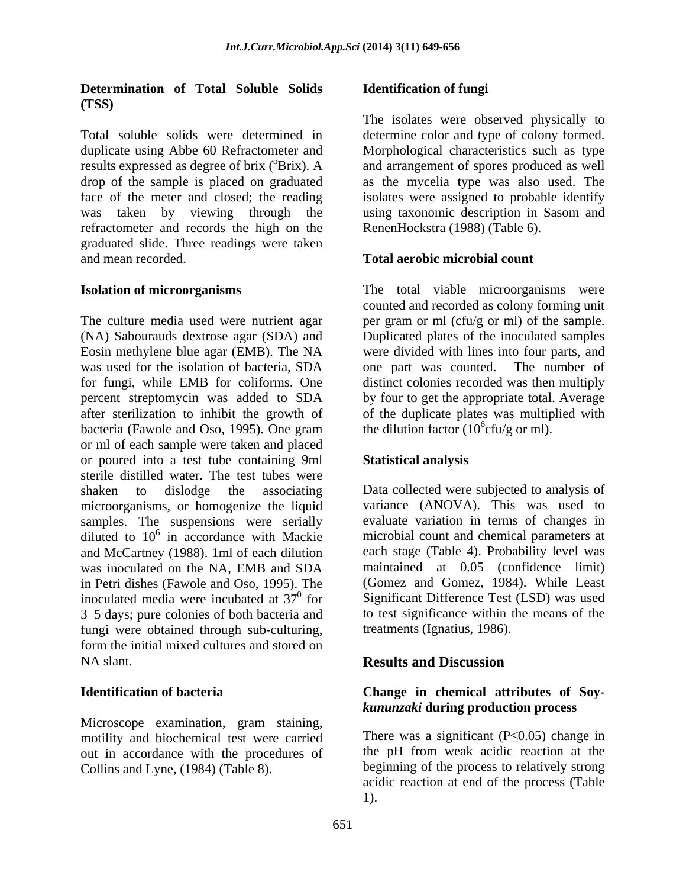**Determination of Total Soluble Solids (TSS)**

Total soluble solids were determined in duplicate using Abbe 60 Refractometer and results expressed as degree of brix (°Brix). A drop of the sample is placed on graduated face of the meter and closed; the reading was taken by viewing through the refractometer and records the high on the graduated slide. Three readings were taken and mean recorded.

**Isolation of microorganisms**

The culture media used were nutrient agar (NA) Sabourauds dextrose agar (SDA) and Eosin methylene blue agar (EMB). The NA was used for the isolation of bacteria, SDA for fungi, while EMB for coliforms. One percent streptomycin was added to SDA after sterilization to inhibit the growth of bacteria (Fawole and Oso, 1995). One gram or ml of each sample were taken and placed or poured into a test tube containing 9ml sterile distilled water. The test tubes were shaken to dislodge the associating microorganisms, or homogenize the liquid samples. The suspensions were serially diluted to $10^6$ in accordance with Mackie and McCartney (1988). 1ml of each dilution was inoculated on the NA, EMB and SDA in Petri dishes (Fawole and Oso, 1995). The inoculated media were incubated at $37^0$ for 3–5 days; pure colonies of both bacteria and fungi were obtained through sub-culturing, form the initial mixed cultures and stored on NA slant.

**Identification of bacteria**

Microscope examination, gram staining, motility and biochemical test were carried out in accordance with the procedures of Collins and Lyne, (1984) (Table 8).

**Identification of fungi**

The isolates were observed physically to determine color and type of colony formed. Morphological characteristics such as type and arrangement of spores produced as well as the mycelia type was also used. The isolates were assigned to probable identify using taxonomic description in Sasom and RenenHockstra (1988) (Table 6).

**Total aerobic microbial count**

The total viable microorganisms were counted and recorded as colony forming unit per gram or ml (cfu/g or ml) of the sample. Duplicated plates of the inoculated samples were divided with lines into four parts, and one part was counted. The number of distinct colonies recorded was then multiply by four to get the appropriate total. Average of the duplicate plates was multiplied with the dilution factor ($10^6$cfu/g or ml).

**Statistical analysis**

Data collected were subjected to analysis of variance (ANOVA). This was used to evaluate variation in terms of changes in microbial count and chemical parameters at each stage (Table 4). Probability level was maintained at 0.05 (confidence limit) (Gomez and Gomez, 1984). While Least Significant Difference Test (LSD) was used to test significance within the means of the treatments (Ignatius, 1986).

## Results and Discussion

**Change in chemical attributes of Soy-*kununzaki* during production process**

There was a significant ($P \leq 0.05$) change in the pH from weak acidic reaction at the beginning of the process to relatively strong acidic reaction at end of the process (Table 1).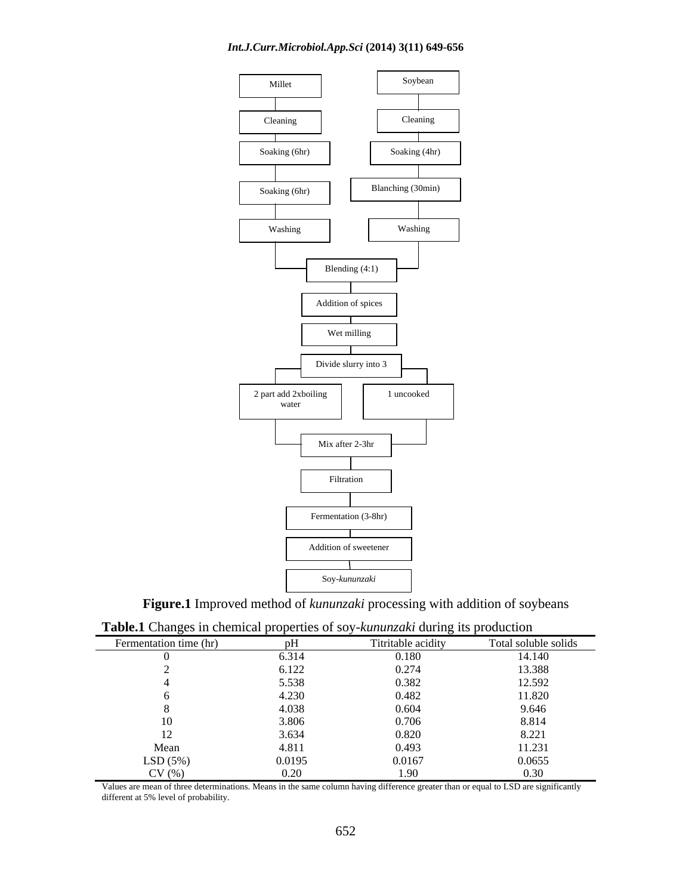Millet → Cleaning → Soaking (6hr) → Soaking (6hr) → Washing

Soybean → Cleaning → Soaking (4hr) → Blanching (30min) → Washing

Blending (4:1) → Addition of spices → Wet milling → Divide slurry into 3

- 2 part add 2xboiling water
- 1 uncooked

Mix after 2-3hr → Filtration → Fermentation (3-8hr) → Addition of sweetener → Soy-*kununzaki*

**Figure.1** Improved method of *kununzaki* processing with addition of soybeans

**Table.1** Changes in chemical properties of soy-*kununzaki* during its production

| Fermentation time (hr) | pH | Titritable acidity | Total soluble solids |
|---|---|---|---|
| 0 | 6.314 | 0.180 | 14.140 |
| 2 | 6.122 | 0.274 | 13.388 |
| 4 | 5.538 | 0.382 | 12.592 |
| 6 | 4.230 | 0.482 | 11.820 |
| 8 | 4.038 | 0.604 | 9.646 |
| 10 | 3.806 | 0.706 | 8.814 |
| 12 | 3.634 | 0.820 | 8.221 |
| Mean | 4.811 | 0.493 | 11.231 |
| LSD (5%) | 0.0195 | 0.0167 | 0.0655 |
| CV (%) | 0.20 | 1.90 | 0.30 |

Values are mean of three determinations. Means in the same column having difference greater than or equal to LSD are significantly different at 5% level of probability.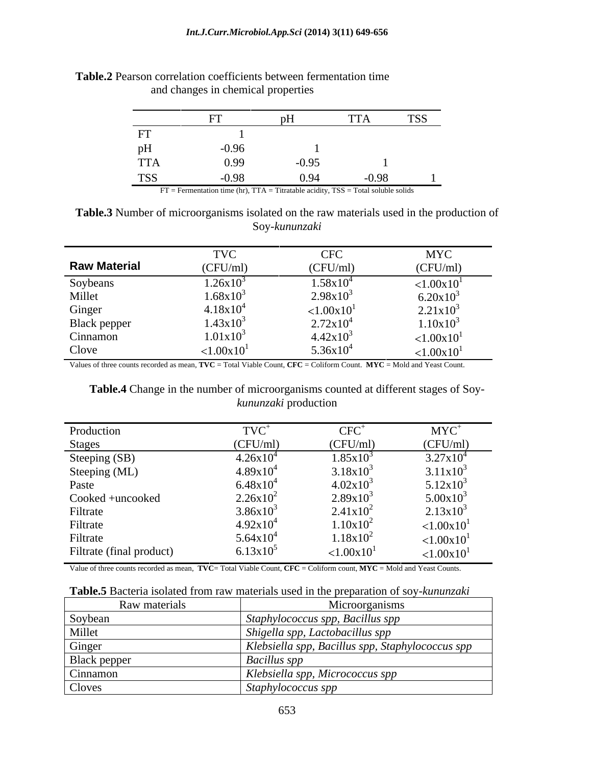**Table.2** Pearson correlation coefficients between fermentation time and changes in chemical properties

| | FT | pH | TTA | TSS |
|---|---|---|---|---|
| FT | 1 | | | |
| pH | -0.96 | 1 | | |
| TTA | 0.99 | -0.95 | 1 | |
| TSS | -0.98 | 0.94 | -0.98 | 1 |

FT = Fermentation time (hr), TTA = Titratable acidity, TSS = Total soluble solids

**Table.3** Number of microorganisms isolated on the raw materials used in the production of Soy-*kununzaki*

| **Raw Material** | TVC (CFU/ml) | CFC (CFU/ml) | MYC (CFU/ml) |
|---|---|---|---|
| Soybeans | $1.26x10^3$ | $1.58x10^4$ | $<1.00x10^1$ |
| Millet | $1.68x10^3$ | $2.98x10^3$ | $6.20x10^3$ |
| Ginger | $4.18x10^4$ | $<1.00x10^1$ | $2.21x10^3$ |
| Black pepper | $1.43x10^3$ | $2.72x10^4$ | $1.10x10^3$ |
| Cinnamon | $1.01x10^3$ | $4.42x10^3$ | $<1.00x10^1$ |
| Clove | $<1.00x10^1$ | $5.36x10^4$ | $<1.00x10^1$ |

Values of three counts recorded as mean, **TVC** = Total Viable Count, **CFC** = Coliform Count. **MYC** = Mold and Yeast Count.

**Table.4** Change in the number of microorganisms counted at different stages of Soy-*kununzaki* production

| Production Stages | $TVC^+$ (CFU/ml) | $CFC^+$ (CFU/ml) | $MYC^+$ (CFU/ml) |
|---|---|---|---|
| Steeping (SB) | $4.26x10^4$ | $1.85x10^3$ | $3.27x10^4$ |
| Steeping (ML) | $4.89x10^4$ | $3.18x10^3$ | $3.11x10^3$ |
| Paste | $6.48x10^4$ | $4.02x10^3$ | $5.12x10^3$ |
| Cooked +uncooked | $2.26x10^2$ | $2.89x10^3$ | $5.00x10^3$ |
| Filtrate | $3.86x10^3$ | $2.41x10^2$ | $2.13x10^3$ |
| Filtrate | $4.92x10^4$ | $1.10x10^2$ | $<1.00x10^1$ |
| Filtrate | $5.64x10^4$ | $1.18x10^2$ | $<1.00x10^1$ |
| Filtrate (final product) | $6.13x10^5$ | $<1.00x10^1$ | $<1.00x10^1$ |

Value of three counts recorded as mean, **TVC**= Total Viable Count, **CFC** = Coliform count, **MYC** = Mold and Yeast Counts.

**Table.5** Bacteria isolated from raw materials used in the preparation of soy-*kununzaki*

| Raw materials | Microorganisms |
|---|---|
| Soybean | *Staphylococcus spp, Bacillus spp* |
| Millet | *Shigella spp, Lactobacillus spp* |
| Ginger | *Klebsiella spp, Bacillus spp, Staphylococcus spp* |
| Black pepper | *Bacillus spp* |
| Cinnamon | *Klebsiella spp, Micrococcus spp* |
| Cloves | *Staphylococcus spp* |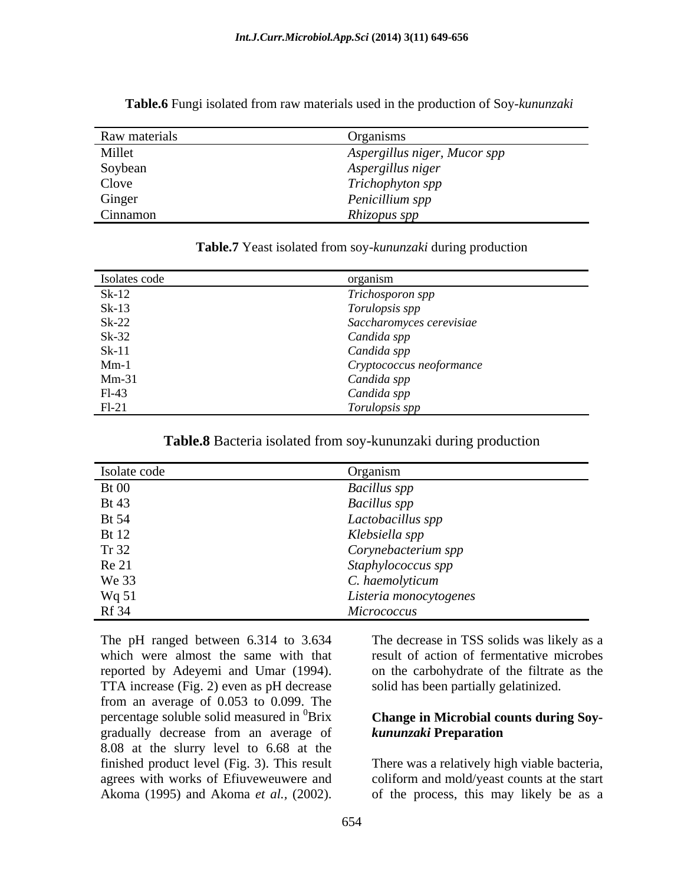**Table.6** Fungi isolated from raw materials used in the production of Soy-*kununzaki*

| Raw materials | Organisms |
| --- | --- |
| Millet | *Aspergillus niger, Mucor spp* |
| Soybean | *Aspergillus niger* |
| Clove | *Trichophyton spp* |
| Ginger | *Penicillium spp* |
| Cinnamon | *Rhizopus spp* |

**Table.7** Yeast isolated from soy-*kununzaki* during production

| Isolates code | organism |
| --- | --- |
| Sk-12 | *Trichosporon spp* |
| Sk-13 | *Torulopsis spp* |
| Sk-22 | *Saccharomyces cerevisiae* |
| Sk-32 | *Candida spp* |
| Sk-11 | *Candida spp* |
| Mm-1 | *Cryptococcus neoformance* |
| Mm-31 | *Candida spp* |
| Fl-43 | *Candida spp* |
| Fl-21 | *Torulopsis spp* |

**Table.8** Bacteria isolated from soy-kununzaki during production

| Isolate code | Organism |
| --- | --- |
| Bt 00 | *Bacillus spp* |
| Bt 43 | *Bacillus spp* |
| Bt 54 | *Lactobacillus spp* |
| Bt 12 | *Klebsiella spp* |
| Tr 32 | *Corynebacterium spp* |
| Re 21 | *Staphylococcus spp* |
| We 33 | *C. haemolyticum* |
| Wq 51 | *Listeria monocytogenes* |
| Rf 34 | *Micrococcus* |

The pH ranged between 6.314 to 3.634 which were almost the same with that reported by Adeyemi and Umar (1994). TTA increase (Fig. 2) even as pH decrease from an average of 0.053 to 0.099. The percentage soluble solid measured in $^0$Brix gradually decrease from an average of 8.08 at the slurry level to 6.68 at the finished product level (Fig. 3). This result agrees with works of Efiuveweuwere and Akoma (1995) and Akoma *et al.,* (2002). The decrease in TSS solids was likely as a result of action of fermentative microbes on the carbohydrate of the filtrate as the solid has been partially gelatinized.

### Change in Microbial counts during Soy-*kununzaki* Preparation

There was a relatively high viable bacteria, coliform and mold/yeast counts at the start of the process, this may likely be as a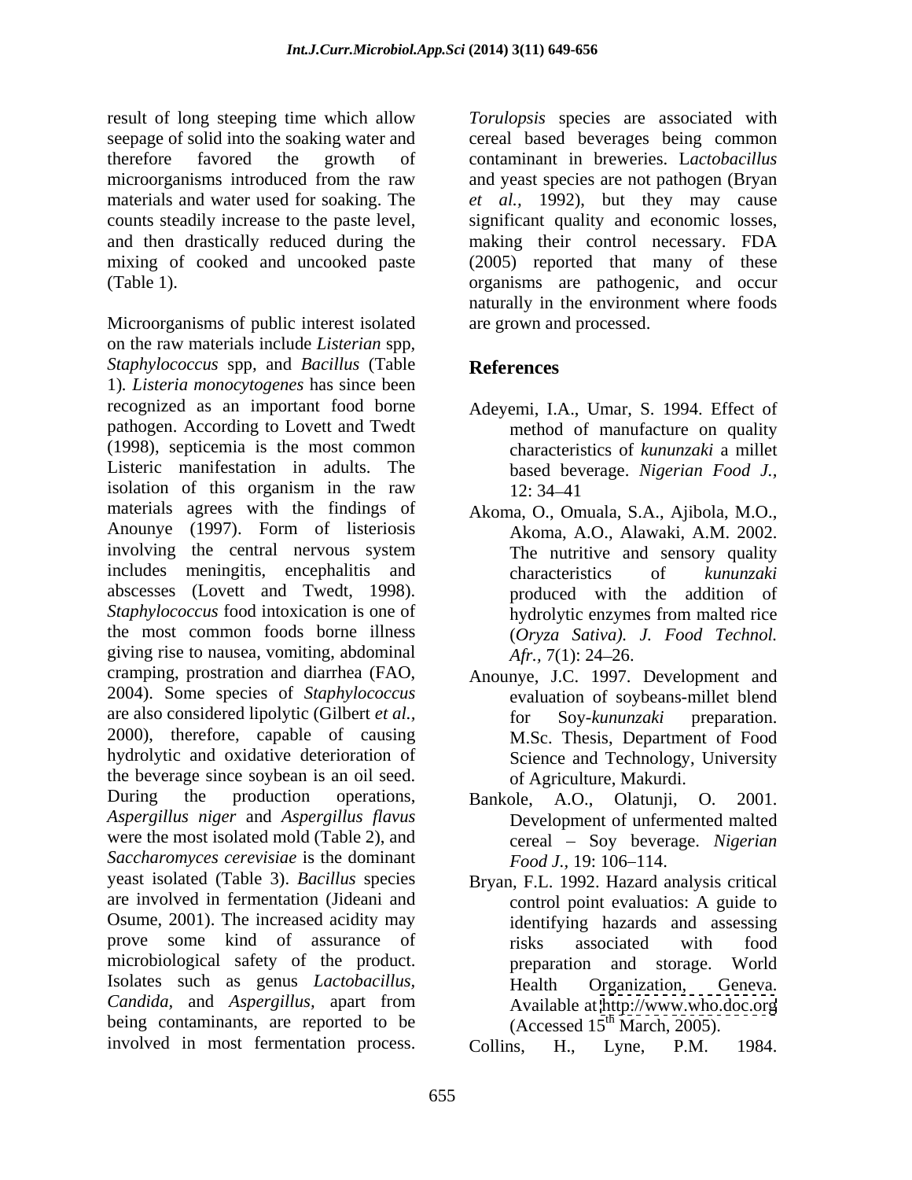result of long steeping time which allow seepage of solid into the soaking water and therefore favored the growth of microorganisms introduced from the raw materials and water used for soaking. The counts steadily increase to the paste level, and then drastically reduced during the mixing of cooked and uncooked paste (Table 1).

Microorganisms of public interest isolated on the raw materials include *Listerian* spp, *Staphylococcus* spp, and *Bacillus* (Table 1). *Listeria monocytogenes* has since been recognized as an important food borne pathogen. According to Lovett and Twedt (1998), septicemia is the most common Listeric manifestation in adults. The isolation of this organism in the raw materials agrees with the findings of Anounye (1997). Form of listeriosis involving the central nervous system includes meningitis, encephalitis and abscesses (Lovett and Twedt, 1998). *Staphylococcus* food intoxication is one of the most common foods borne illness giving rise to nausea, vomiting, abdominal cramping, prostration and diarrhea (FAO, 2004). Some species of *Staphylococcus* are also considered lipolytic (Gilbert *et al.,* 2000), therefore, capable of causing hydrolytic and oxidative deterioration of the beverage since soybean is an oil seed. During the production operations, *Aspergillus niger* and *Aspergillus flavus* were the most isolated mold (Table 2), and *Saccharomyces cerevisiae* is the dominant yeast isolated (Table 3). *Bacillus* species are involved in fermentation (Jideani and Osume, 2001). The increased acidity may prove some kind of assurance of microbiological safety of the product. Isolates such as genus *Lactobacillus, Candida,* and *Aspergillus,* apart from being contaminants, are reported to be involved in most fermentation process. *Torulopsis* species are associated with cereal based beverages being common contaminant in breweries. L*actobacillus* and yeast species are not pathogen (Bryan *et al.,* 1992), but they may cause significant quality and economic losses, making their control necessary. FDA (2005) reported that many of these organisms are pathogenic, and occur naturally in the environment where foods are grown and processed.

## References

Adeyemi, I.A., Umar, S. 1994. Effect of method of manufacture on quality characteristics of *kununzaki* a millet based beverage. *Nigerian Food J.,* 12: 34–41

Akoma, O., Omuala, S.A., Ajibola, M.O., Akoma, A.O., Alawaki, A.M. 2002. The nutritive and sensory quality characteristics of *kununzaki* produced with the addition of hydrolytic enzymes from malted rice (*Oryza Sativa). J. Food Technol. Afr.,* 7(1): 24–26.

Anounye, J.C. 1997. Development and evaluation of soybeans-millet blend for Soy-*kununzaki* preparation. M.Sc. Thesis, Department of Food Science and Technology, University of Agriculture, Makurdi.

Bankole, A.O., Olatunji, O. 2001. Development of unfermented malted cereal – Soy beverage. *Nigerian Food J.,* 19: 106–114.

Bryan, F.L. 1992. Hazard analysis critical control point evaluatios: A guide to identifying hazards and assessing risks associated with food preparation and storage. World Health Organization, Geneva. Available at http://www.who.doc.org (Accessed 15th March, 2005).

Collins, H., Lyne, P.M. 1984.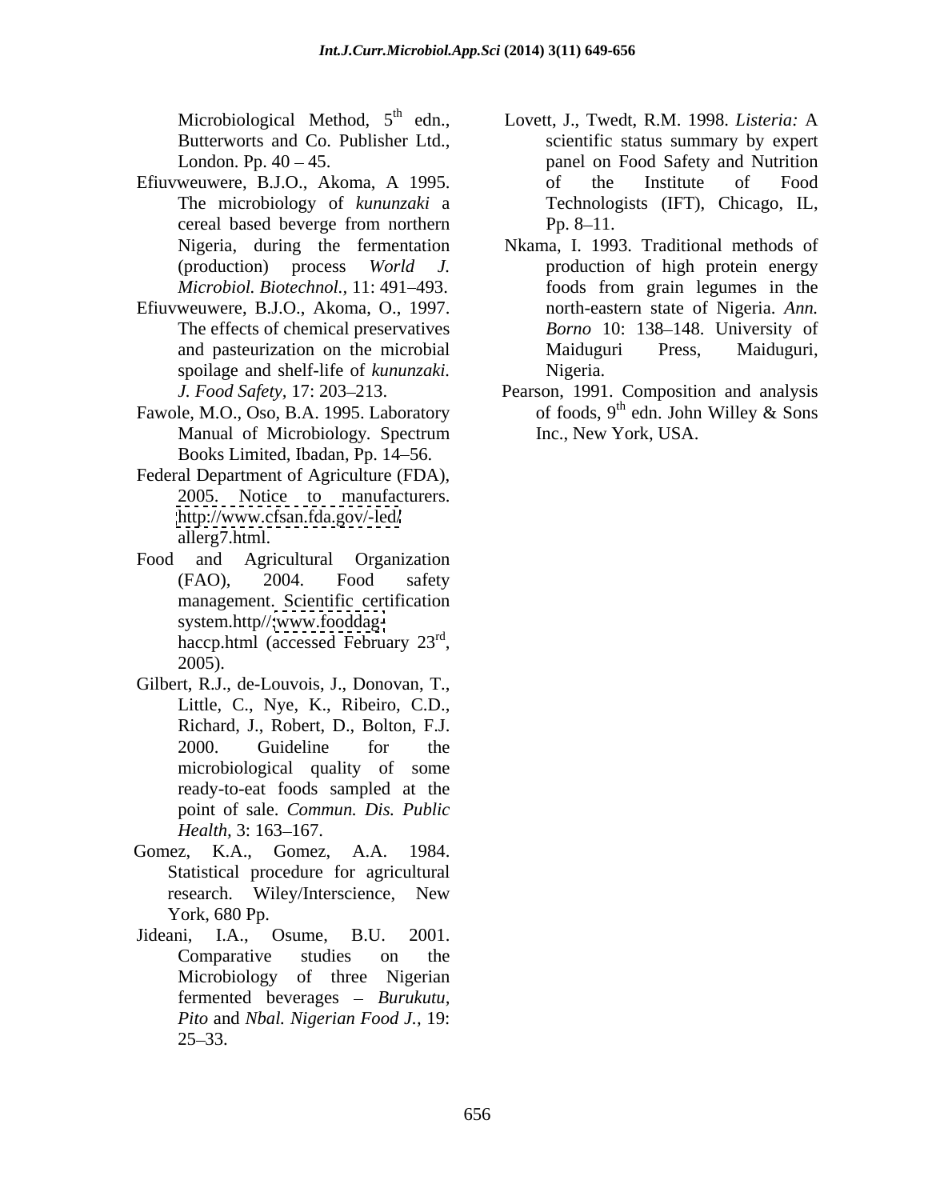Microbiological Method, 5th edn., Butterworts and Co. Publisher Ltd., London. Pp. 40 – 45.

Efiuvweuwere, B.J.O., Akoma, A 1995. The microbiology of *kununzaki* a cereal based beverge from northern Nigeria, during the fermentation (production) process *World J. Microbiol. Biotechnol.,* 11: 491–493.

Efiuvweuwere, B.J.O., Akoma, O., 1997. The effects of chemical preservatives and pasteurization on the microbial spoilage and shelf-life of *kununzaki. J. Food Safety,* 17: 203–213.

Fawole, M.O., Oso, B.A. 1995. Laboratory Manual of Microbiology. Spectrum Books Limited, Ibadan, Pp. 14–56.

Federal Department of Agriculture (FDA), 2005. Notice to manufacturers. http://www.cfsan.fda.gov/-led/ allerg7.html.

Food and Agricultural Organization (FAO), 2004. Food safety management. Scientific certification system.http//:www.fooddag-haccp.html (accessed February 23rd, 2005).

Gilbert, R.J., de-Louvois, J., Donovan, T., Little, C., Nye, K., Ribeiro, C.D., Richard, J., Robert, D., Bolton, F.J. 2000. Guideline for the microbiological quality of some ready-to-eat foods sampled at the point of sale. *Commun. Dis. Public Health,* 3: 163–167.

Gomez, K.A., Gomez, A.A. 1984. Statistical procedure for agricultural research. Wiley/Interscience, New York, 680 Pp.

Jideani, I.A., Osume, B.U. 2001. Comparative studies on the Microbiology of three Nigerian fermented beverages – *Burukutu, Pito* and *Nbal. Nigerian Food J.,* 19: 25–33.

Lovett, J., Twedt, R.M. 1998. *Listeria:* A scientific status summary by expert panel on Food Safety and Nutrition of the Institute of Food Technologists (IFT), Chicago, IL, Pp. 8–11.

Nkama, I. 1993. Traditional methods of production of high protein energy foods from grain legumes in the north-eastern state of Nigeria. *Ann. Borno* 10: 138–148. University of Maiduguri Press, Maiduguri, Nigeria.

Pearson, 1991. Composition and analysis of foods, 9th edn. John Willey & Sons Inc., New York, USA.